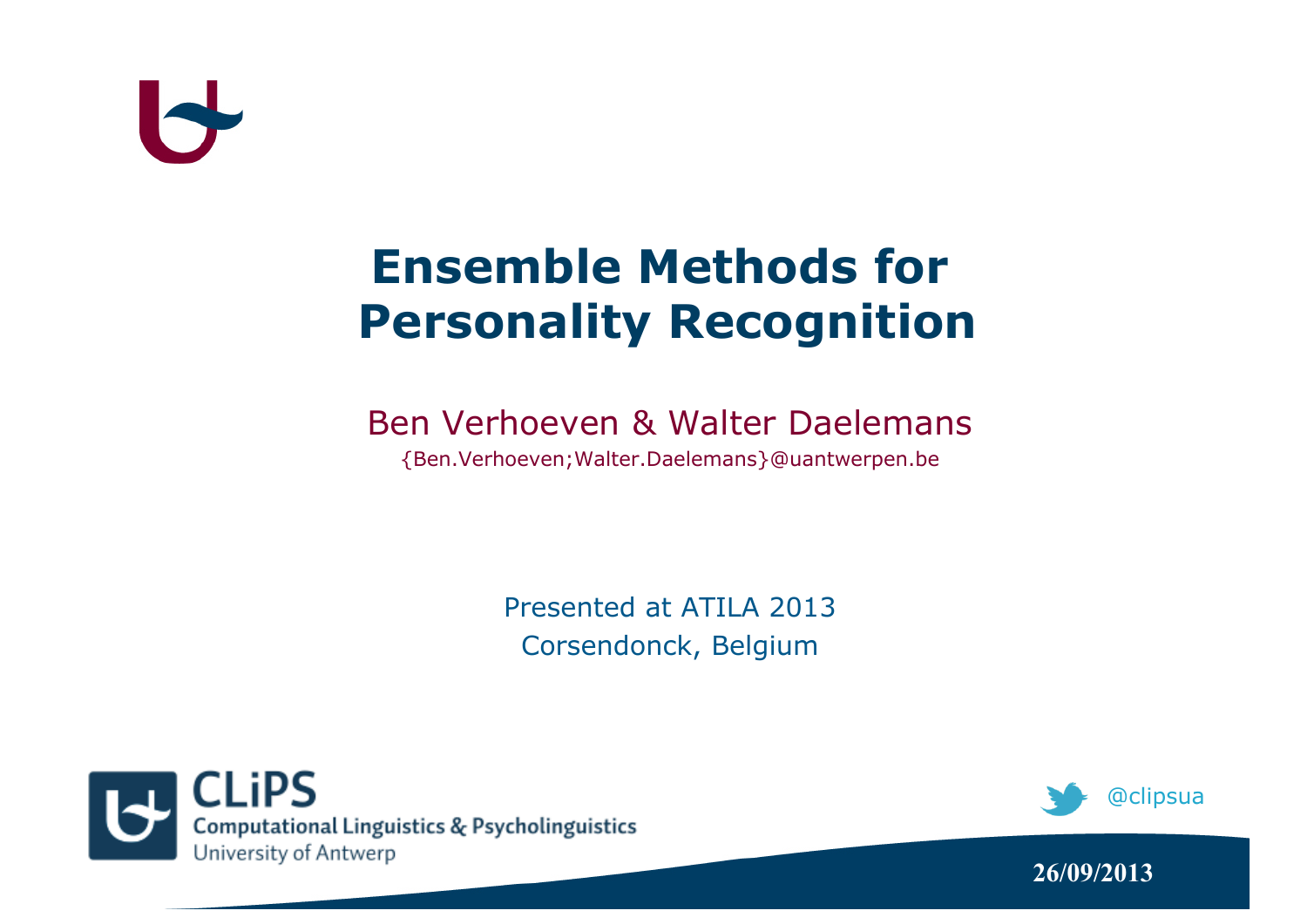# Ensemble Methods for Personality Recognition

Ben Verhoeven & Walter Daelemans

{Ben.Verhoeven;Walter.Daelemans}@uantwerpen.be

Presented at ATILA 2013

Corsendonck, Belgium

CLiPS

Computational Linguistics & Psycholinguistics

University of Antwerp

@clipsua

26/09/2013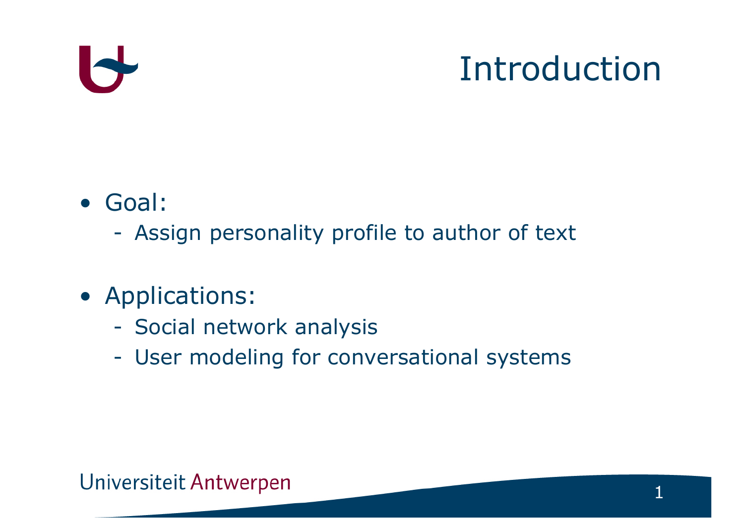# Introduction

- Goal:
  - Assign personality profile to author of text
- Applications:
  - Social network analysis
  - User modeling for conversational systems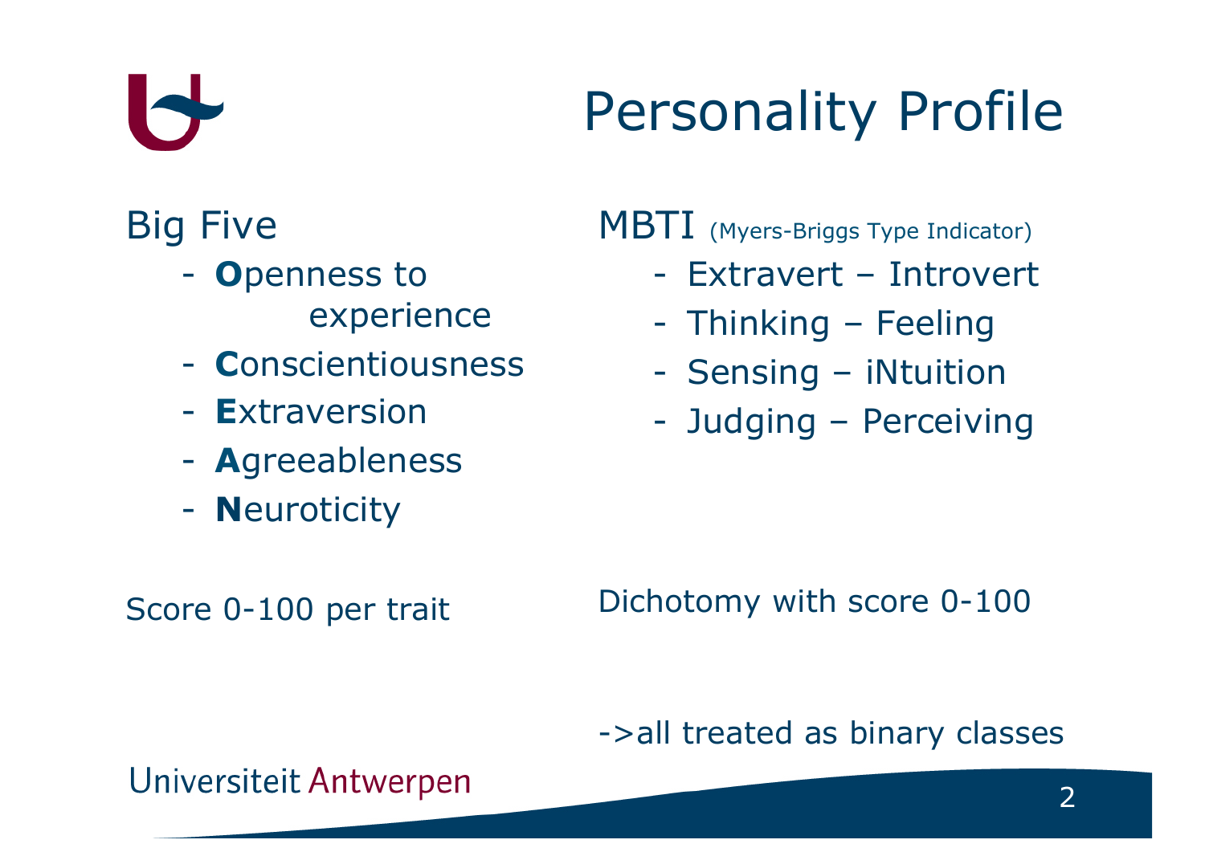# Personality Profile

## Big Five

- **O**penness to experience
- **C**onscientiousness
- **E**xtraversion
- **A**greeableness
- **N**euroticity

Score 0-100 per trait

## MBTI (Myers-Briggs Type Indicator)

- Extravert – Introvert
- Thinking – Feeling
- Sensing – iNtuition
- Judging – Perceiving

Dichotomy with score 0-100

->all treated as binary classes

Universiteit Antwerpen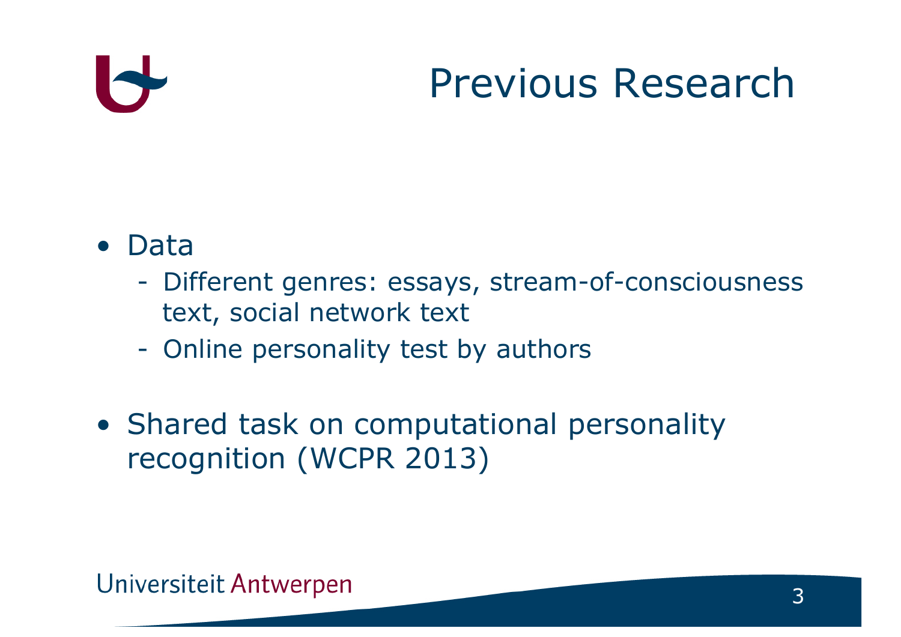# Previous Research

- Data
  - Different genres: essays, stream-of-consciousness text, social network text
  - Online personality test by authors
- Shared task on computational personality recognition (WCPR 2013)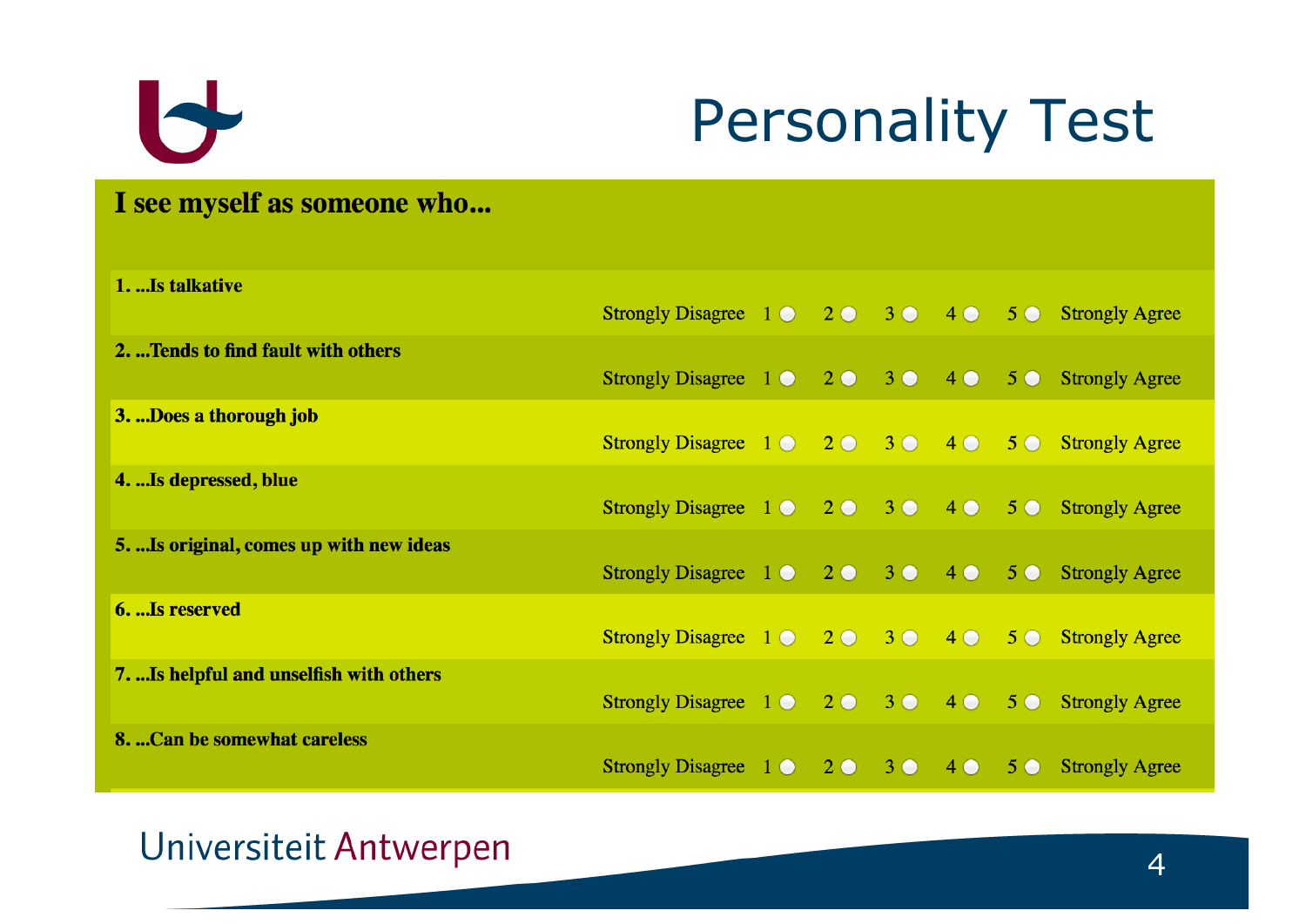# Personality Test

**I see myself as someone who...**

| Item | | | | | | | |
|---|---|---|---|---|---|---|---|
| **1. ...Is talkative** | Strongly Disagree | 1 ○ | 2 ○ | 3 ○ | 4 ○ | 5 ○ | Strongly Agree |
| **2. ...Tends to find fault with others** | Strongly Disagree | 1 ○ | 2 ○ | 3 ○ | 4 ○ | 5 ○ | Strongly Agree |
| **3. ...Does a thorough job** | Strongly Disagree | 1 ○ | 2 ○ | 3 ○ | 4 ○ | 5 ○ | Strongly Agree |
| **4. ...Is depressed, blue** | Strongly Disagree | 1 ○ | 2 ○ | 3 ○ | 4 ○ | 5 ○ | Strongly Agree |
| **5. ...Is original, comes up with new ideas** | Strongly Disagree | 1 ○ | 2 ○ | 3 ○ | 4 ○ | 5 ○ | Strongly Agree |
| **6. ...Is reserved** | Strongly Disagree | 1 ○ | 2 ○ | 3 ○ | 4 ○ | 5 ○ | Strongly Agree |
| **7. ...Is helpful and unselfish with others** | Strongly Disagree | 1 ○ | 2 ○ | 3 ○ | 4 ○ | 5 ○ | Strongly Agree |
| **8. ...Can be somewhat careless** | Strongly Disagree | 1 ○ | 2 ○ | 3 ○ | 4 ○ | 5 ○ | Strongly Agree |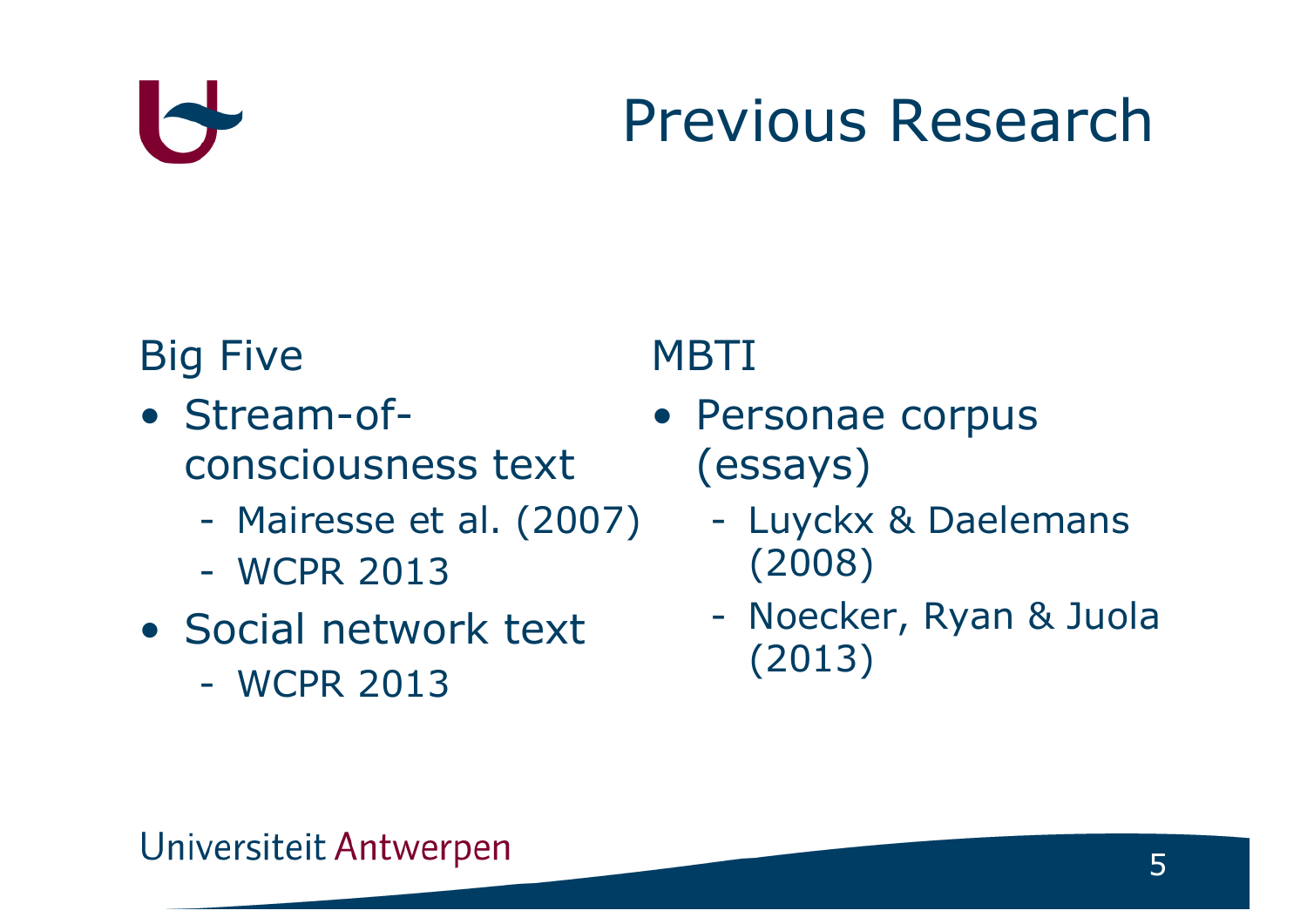# Previous Research

## Big Five

- Stream-of-consciousness text
  - Mairesse et al. (2007)
  - WCPR 2013
- Social network text
  - WCPR 2013

## MBTI

- Personae corpus (essays)
  - Luyckx & Daelemans (2008)
  - Noecker, Ryan & Juola (2013)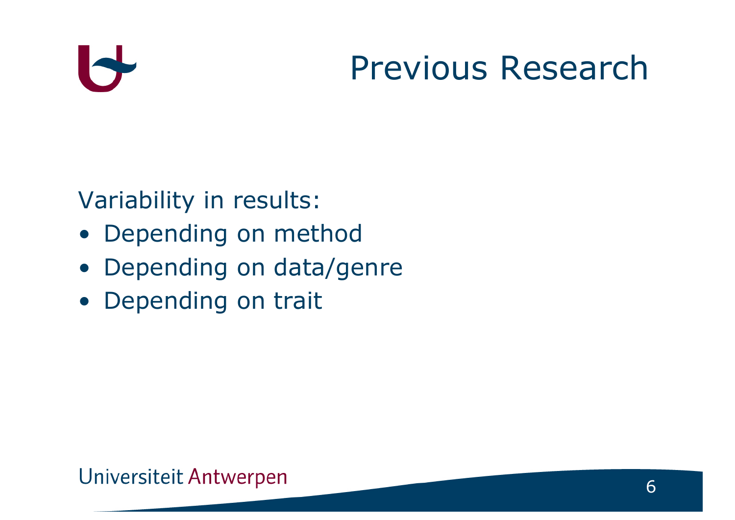# Previous Research

Variability in results:

- Depending on method
- Depending on data/genre
- Depending on trait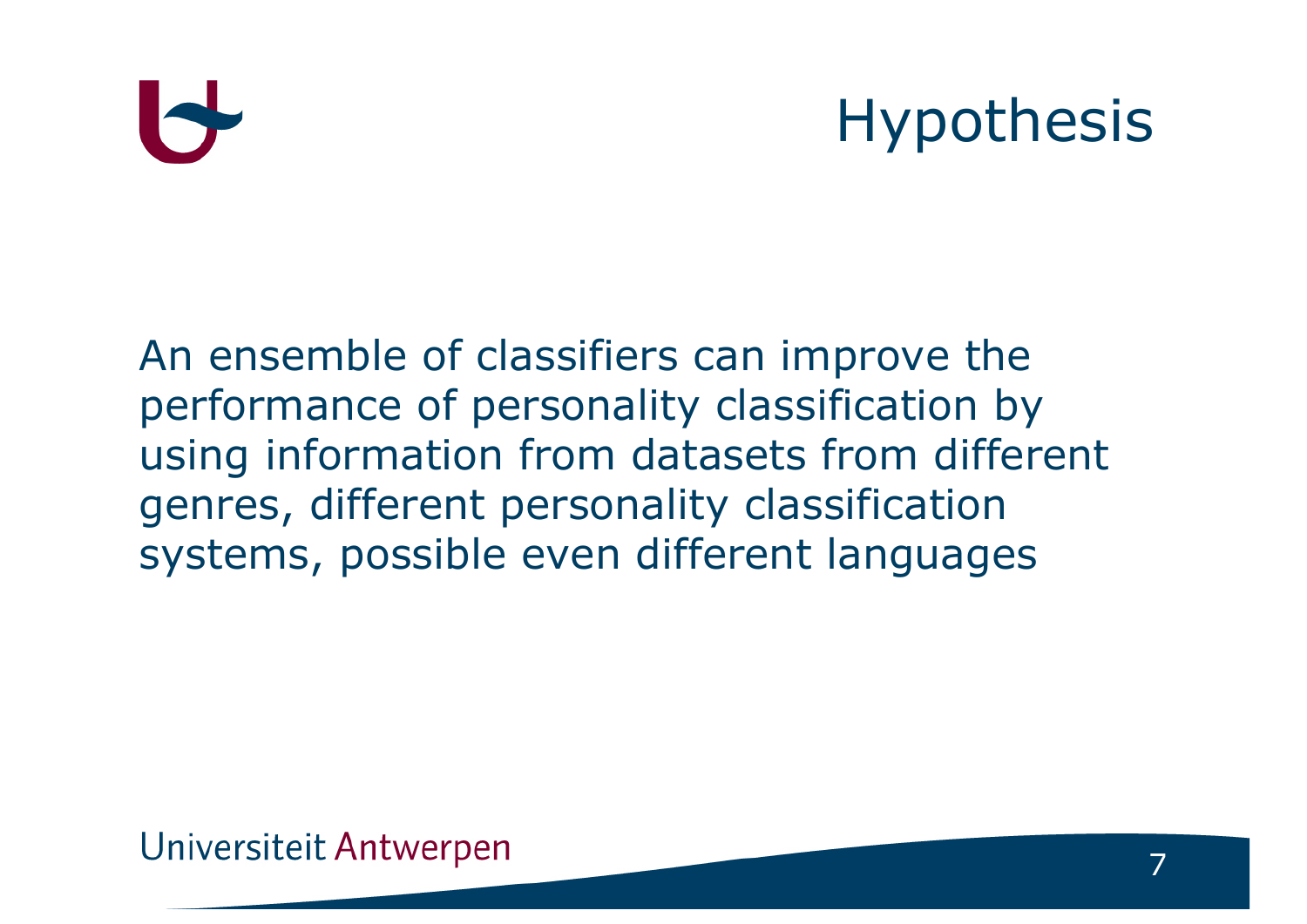# Hypothesis

An ensemble of classifiers can improve the performance of personality classification by using information from datasets from different genres, different personality classification systems, possible even different languages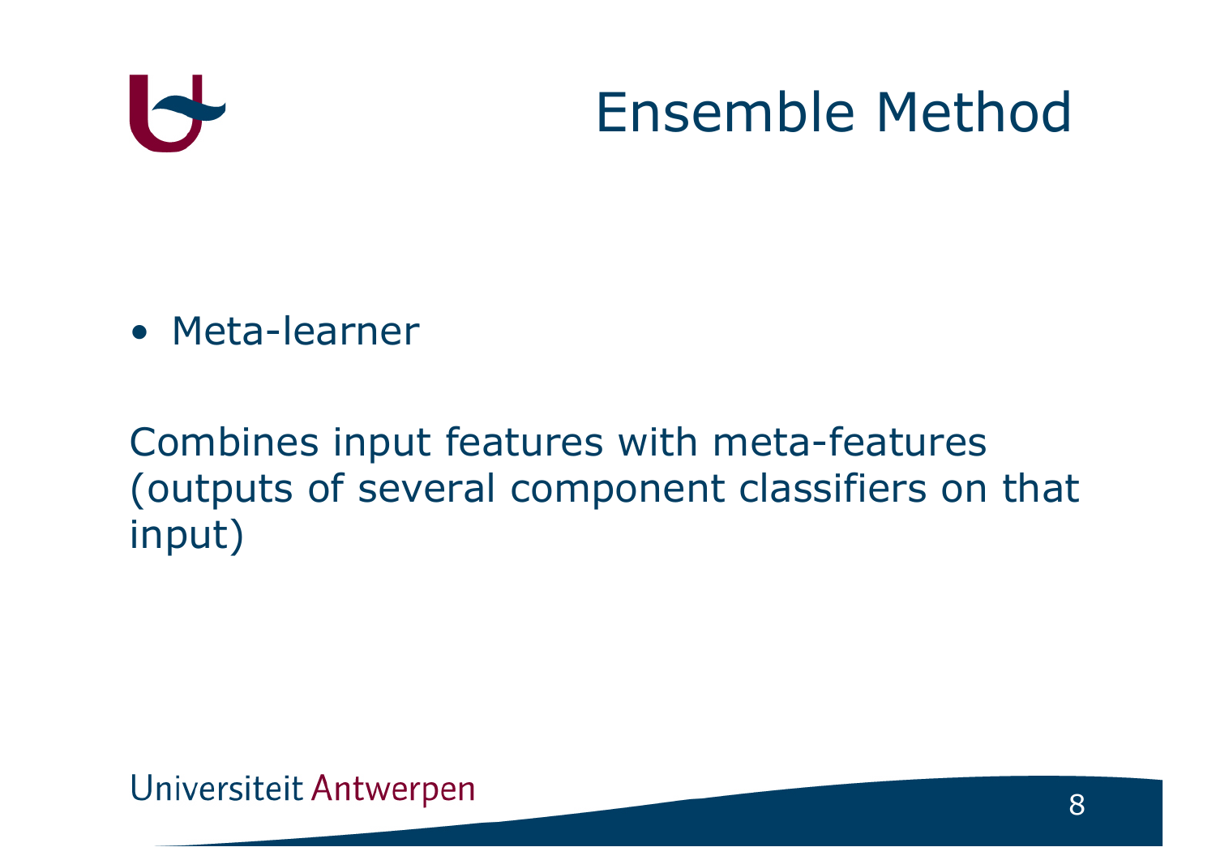# Ensemble Method

- Meta-learner

Combines input features with meta-features (outputs of several component classifiers on that input)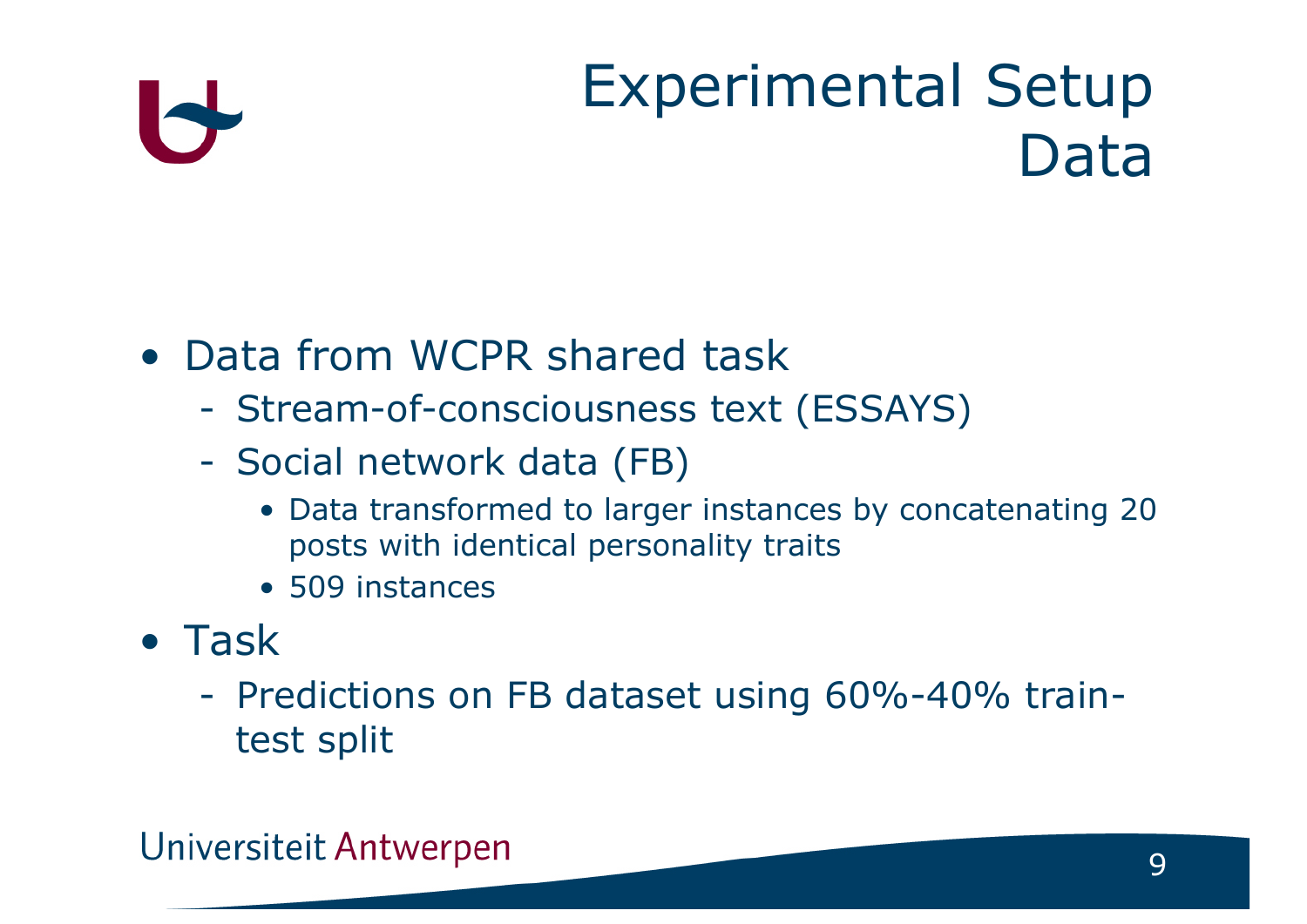# Experimental Setup
## Data

- Data from WCPR shared task
  - Stream-of-consciousness text (ESSAYS)
  - Social network data (FB)
    - Data transformed to larger instances by concatenating 20 posts with identical personality traits
    - 509 instances
- Task
  - Predictions on FB dataset using 60%-40% train-test split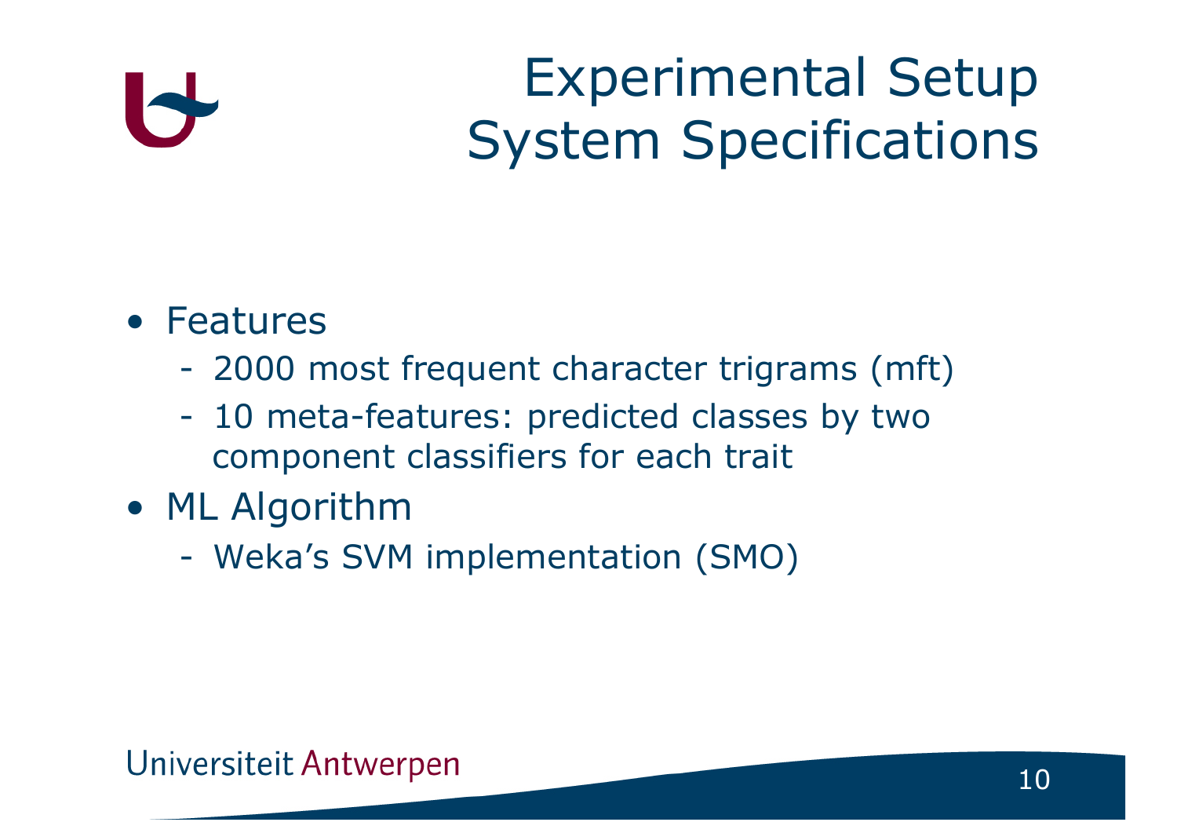# Experimental Setup
## System Specifications

- Features
  - 2000 most frequent character trigrams (mft)
  - 10 meta-features: predicted classes by two component classifiers for each trait
- ML Algorithm
  - Weka's SVM implementation (SMO)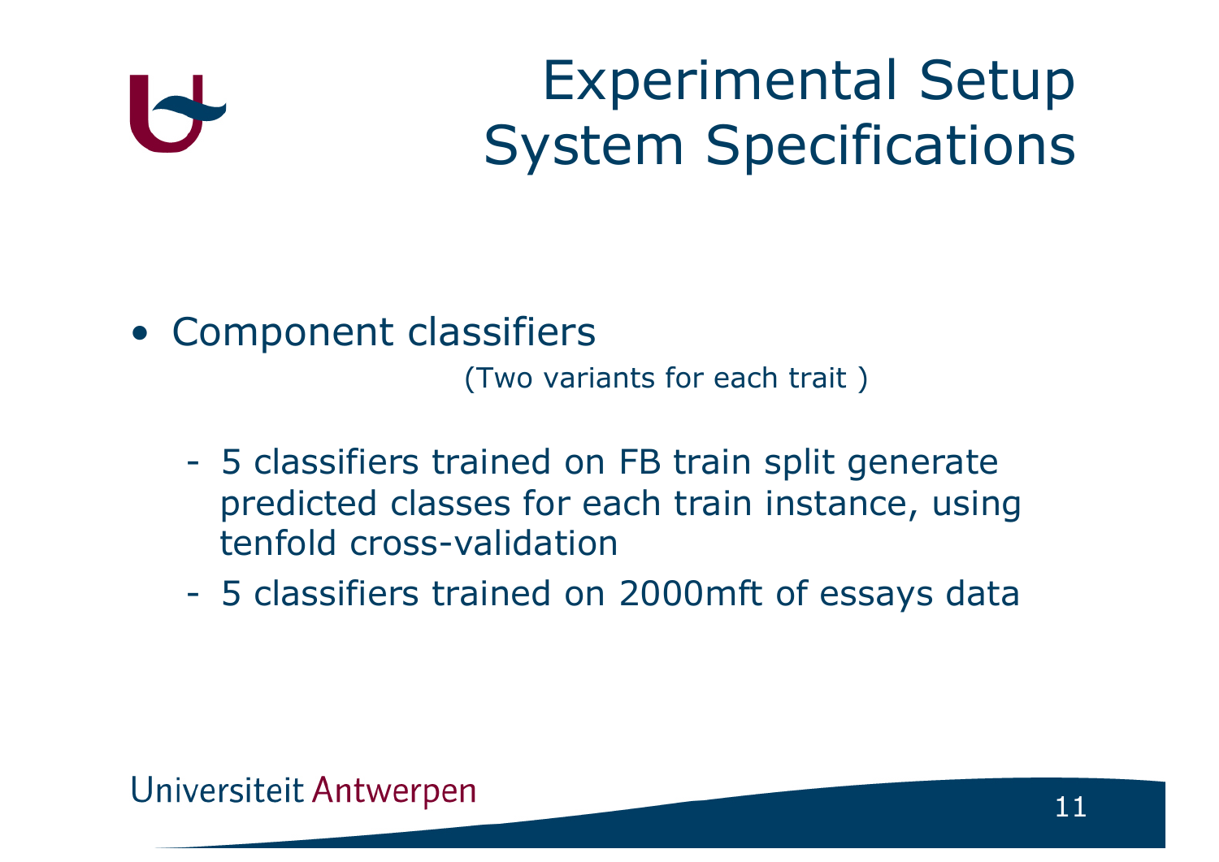# Experimental Setup
## System Specifications

- Component classifiers

  (Two variants for each trait )

  - 5 classifiers trained on FB train split generate predicted classes for each train instance, using tenfold cross-validation
  - 5 classifiers trained on 2000mft of essays data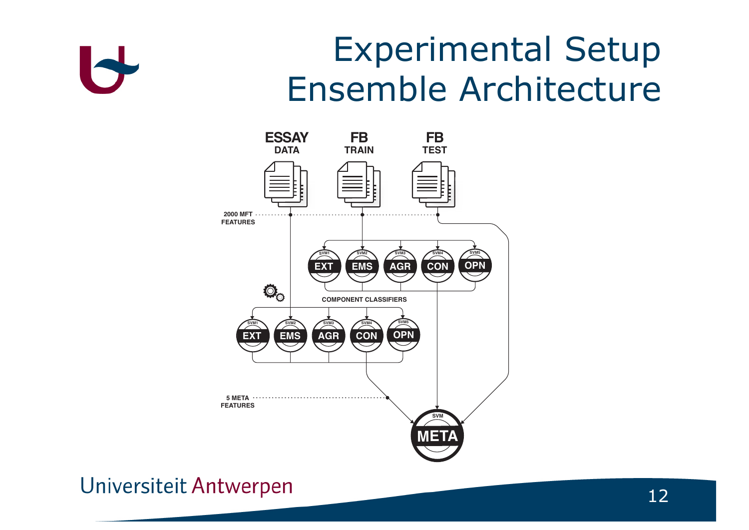# Experimental Setup
# Ensemble Architecture

ESSAY DATA

FB TRAIN

FB TEST

2000 MFT FEATURES

SVM1 EXT | SVM2 EMS | SVM3 AGR | SVM4 CON | SVM5 OPN

COMPONENT CLASSIFIERS

SVM1 EXT | SVM2 EMS | SVM3 AGR | SVM4 CON | SVM5 OPN

5 META FEATURES

SVM META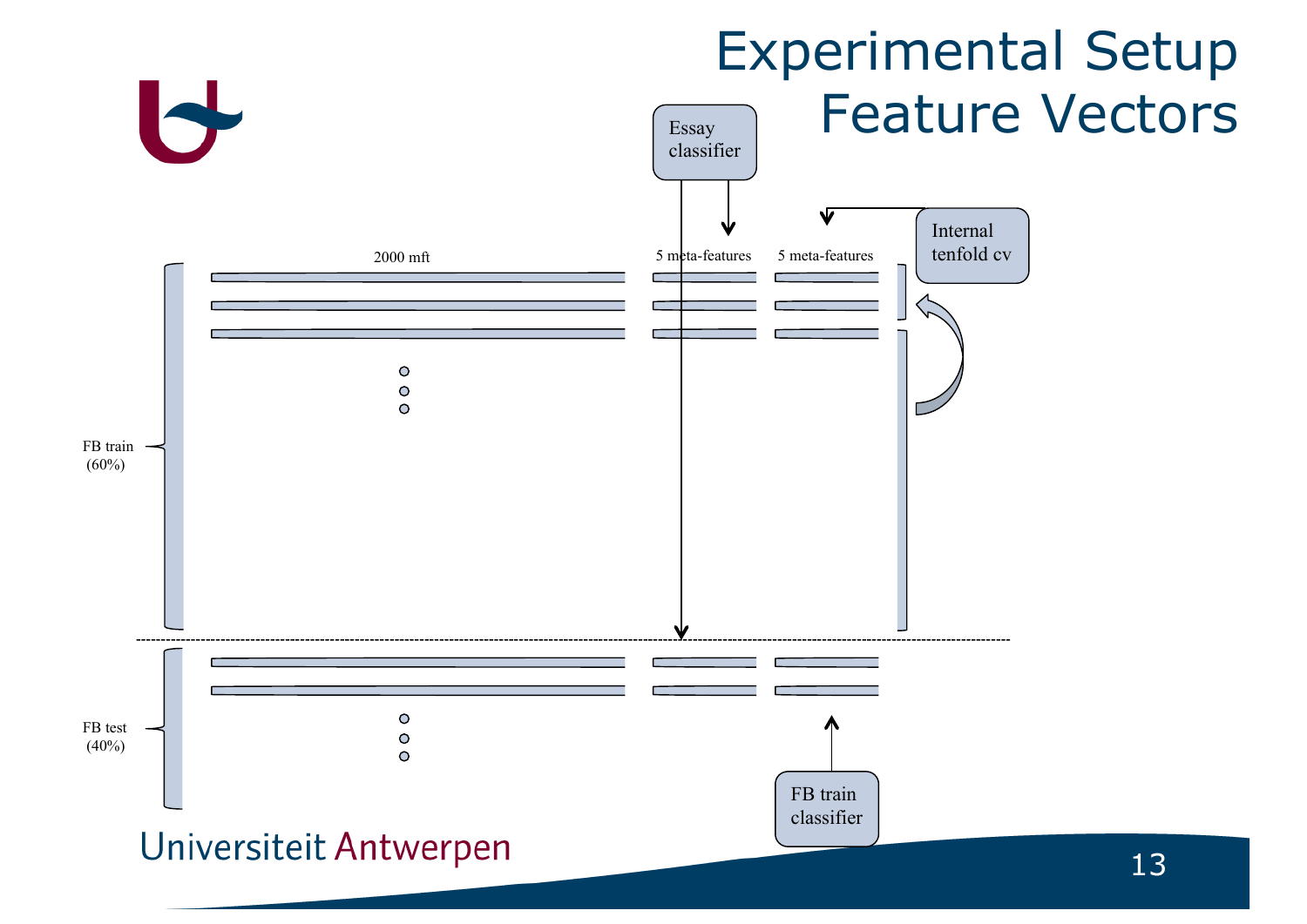# Experimental Setup
## Feature Vectors

Essay classifier

Internal tenfold cv

2000 mft

5 meta-features

5 meta-features

FB train (60%)

FB test (40%)

FB train classifier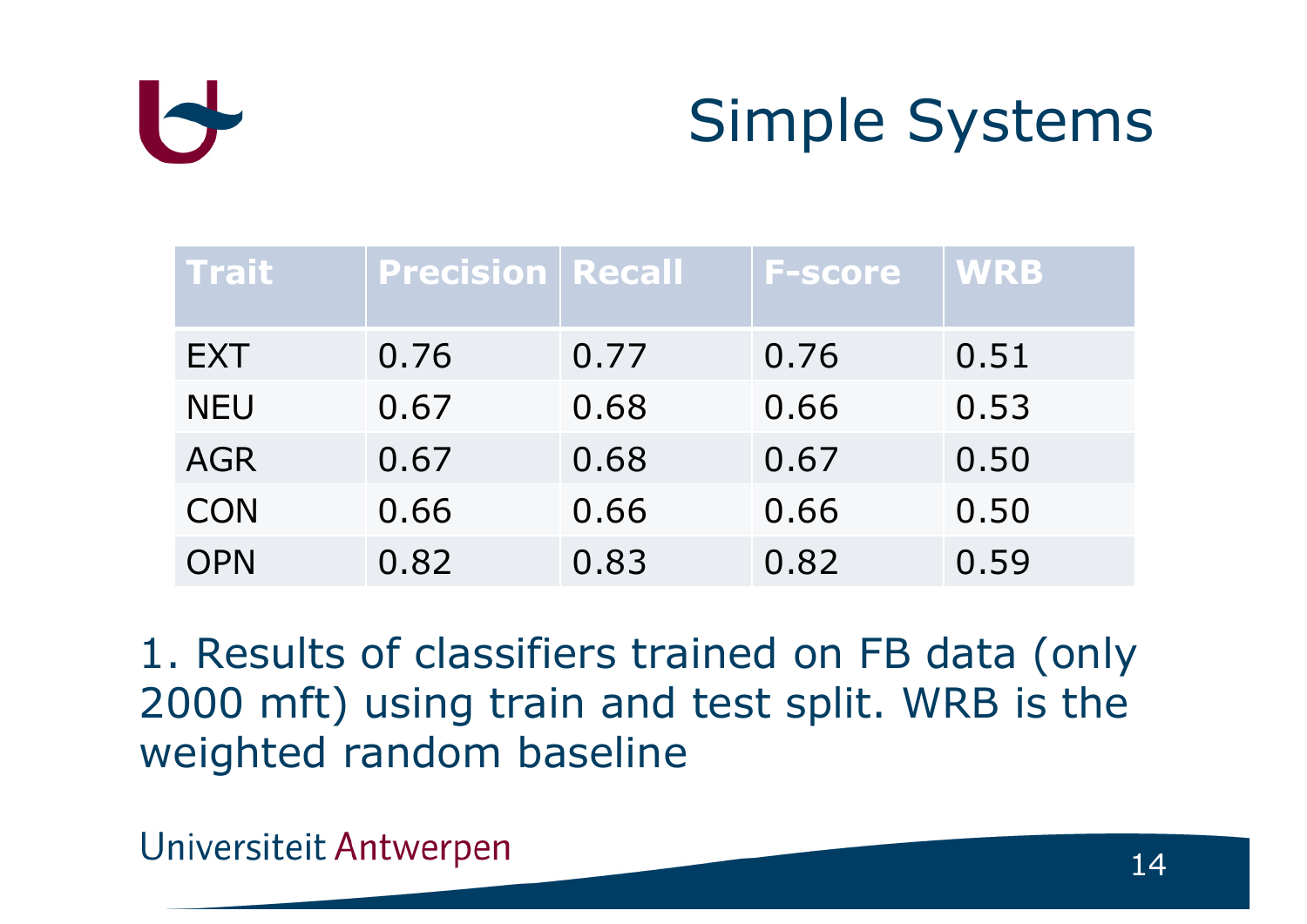# Simple Systems

| Trait | Precision | Recall | F-score | WRB |
|---|---|---|---|---|
| EXT | 0.76 | 0.77 | 0.76 | 0.51 |
| NEU | 0.67 | 0.68 | 0.66 | 0.53 |
| AGR | 0.67 | 0.68 | 0.67 | 0.50 |
| CON | 0.66 | 0.66 | 0.66 | 0.50 |
| OPN | 0.82 | 0.83 | 0.82 | 0.59 |

1. Results of classifiers trained on FB data (only 2000 mft) using train and test split. WRB is the weighted random baseline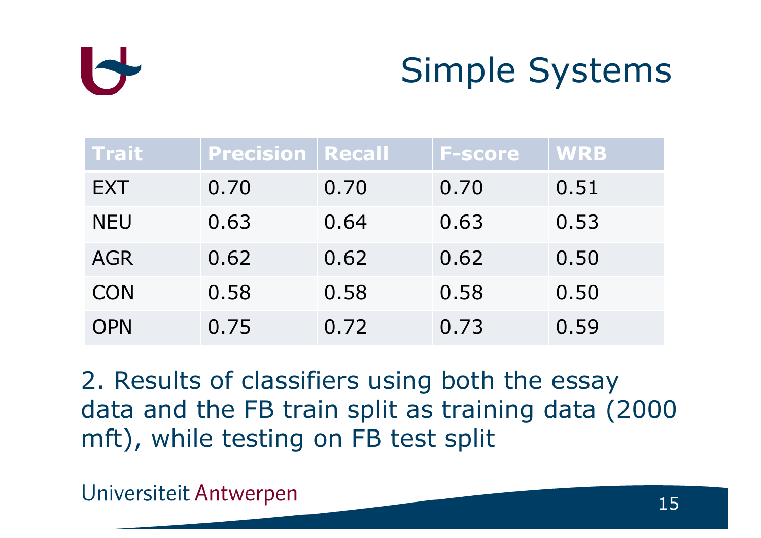# Simple Systems

| Trait | Precision | Recall | F-score | WRB |
|---|---|---|---|---|
| EXT | 0.70 | 0.70 | 0.70 | 0.51 |
| NEU | 0.63 | 0.64 | 0.63 | 0.53 |
| AGR | 0.62 | 0.62 | 0.62 | 0.50 |
| CON | 0.58 | 0.58 | 0.58 | 0.50 |
| OPN | 0.75 | 0.72 | 0.73 | 0.59 |

2. Results of classifiers using both the essay data and the FB train split as training data (2000 mft), while testing on FB test split

Universiteit Antwerpen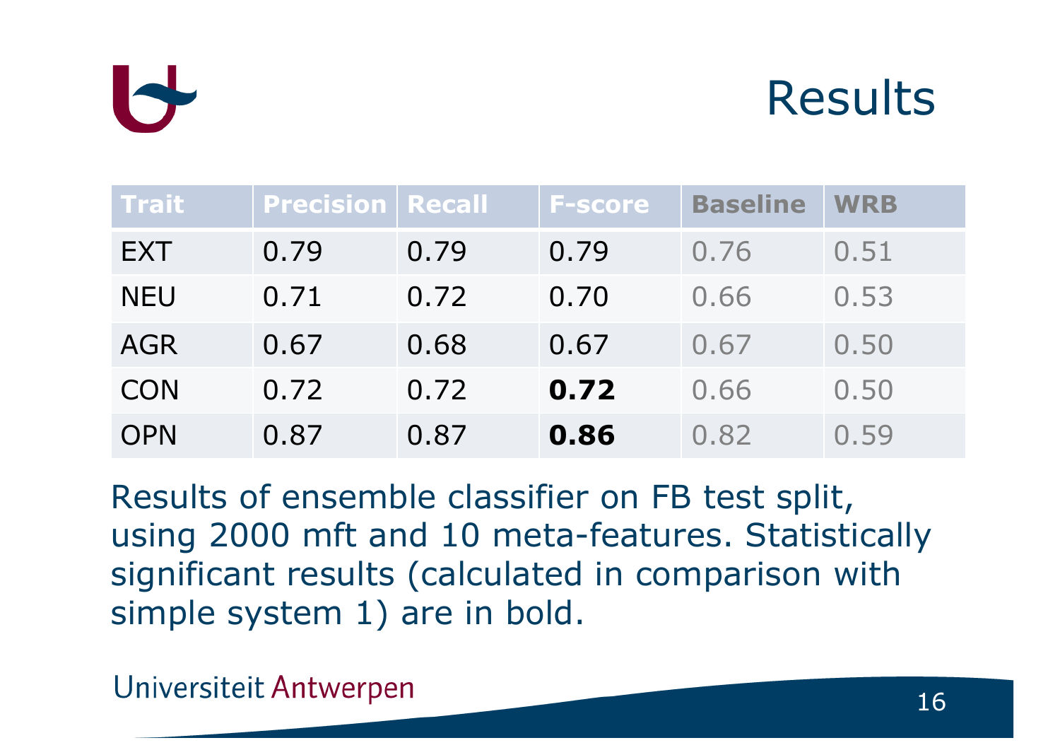# Results

| Trait | Precision | Recall | F-score | Baseline | WRB |
|---|---|---|---|---|---|
| EXT | 0.79 | 0.79 | 0.79 | 0.76 | 0.51 |
| NEU | 0.71 | 0.72 | 0.70 | 0.66 | 0.53 |
| AGR | 0.67 | 0.68 | 0.67 | 0.67 | 0.50 |
| CON | 0.72 | 0.72 | **0.72** | 0.66 | 0.50 |
| OPN | 0.87 | 0.87 | **0.86** | 0.82 | 0.59 |

Results of ensemble classifier on FB test split, using 2000 mft and 10 meta-features. Statistically significant results (calculated in comparison with simple system 1) are in bold.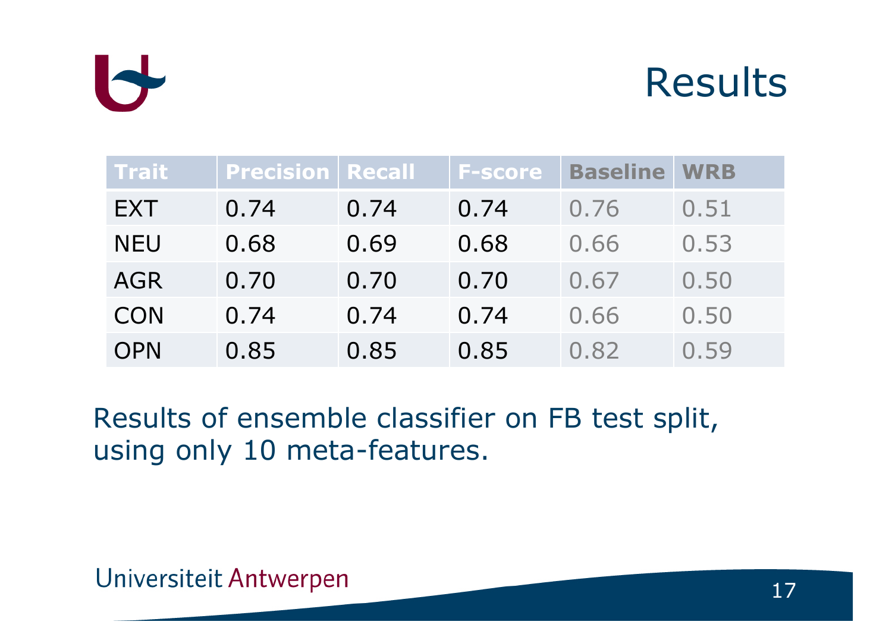# Results

| Trait | Precision | Recall | F-score | Baseline | WRB |
|---|---|---|---|---|---|
| EXT | 0.74 | 0.74 | 0.74 | 0.76 | 0.51 |
| NEU | 0.68 | 0.69 | 0.68 | 0.66 | 0.53 |
| AGR | 0.70 | 0.70 | 0.70 | 0.67 | 0.50 |
| CON | 0.74 | 0.74 | 0.74 | 0.66 | 0.50 |
| OPN | 0.85 | 0.85 | 0.85 | 0.82 | 0.59 |

Results of ensemble classifier on FB test split, using only 10 meta-features.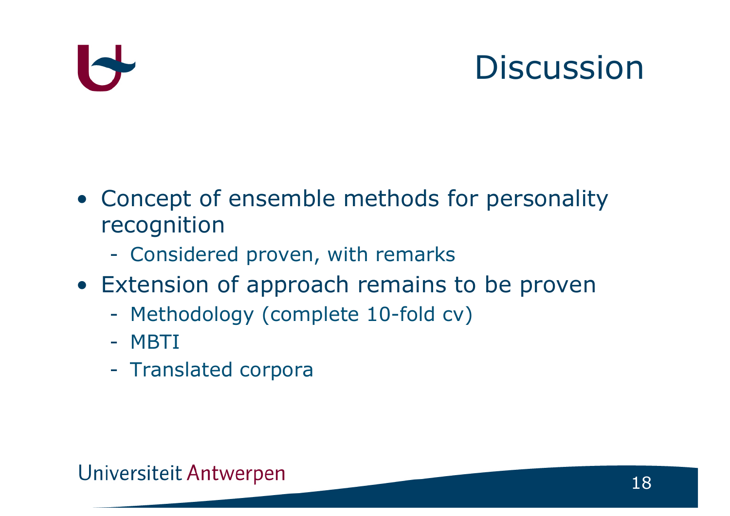# Discussion

- Concept of ensemble methods for personality recognition
  - Considered proven, with remarks
- Extension of approach remains to be proven
  - Methodology (complete 10-fold cv)
  - MBTI
  - Translated corpora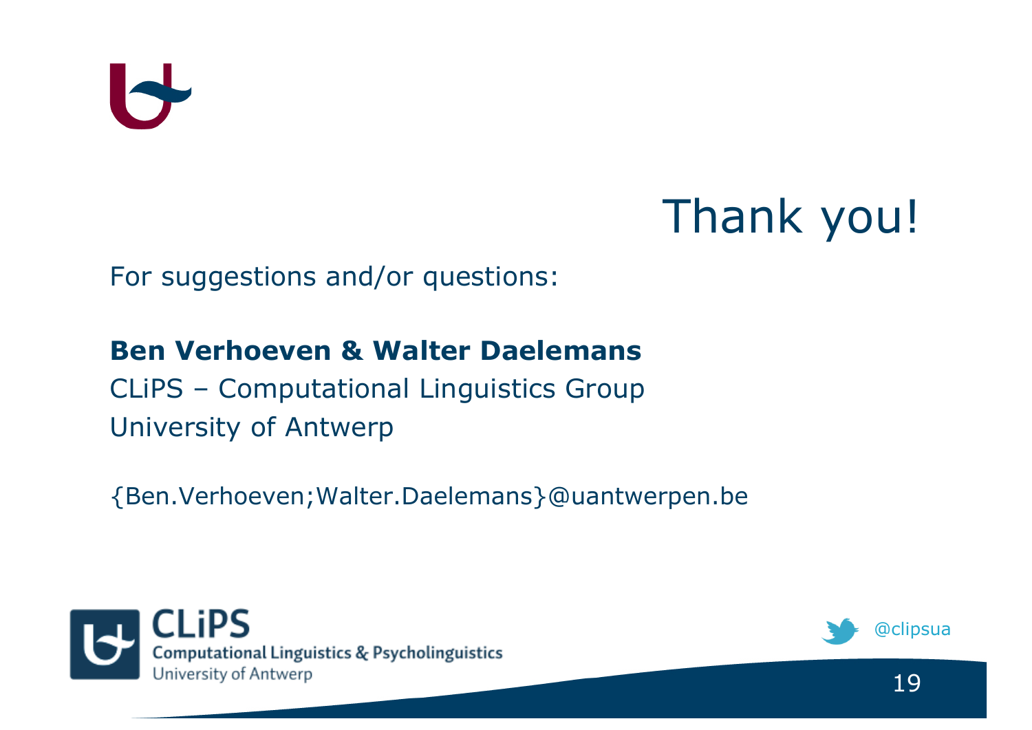# Thank you!

For suggestions and/or questions:

**Ben Verhoeven & Walter Daelemans**
CLiPS – Computational Linguistics Group
University of Antwerp

{Ben.Verhoeven;Walter.Daelemans}@uantwerpen.be

CLiPS
Computational Linguistics & Psycholinguistics
University of Antwerp

@clipsua